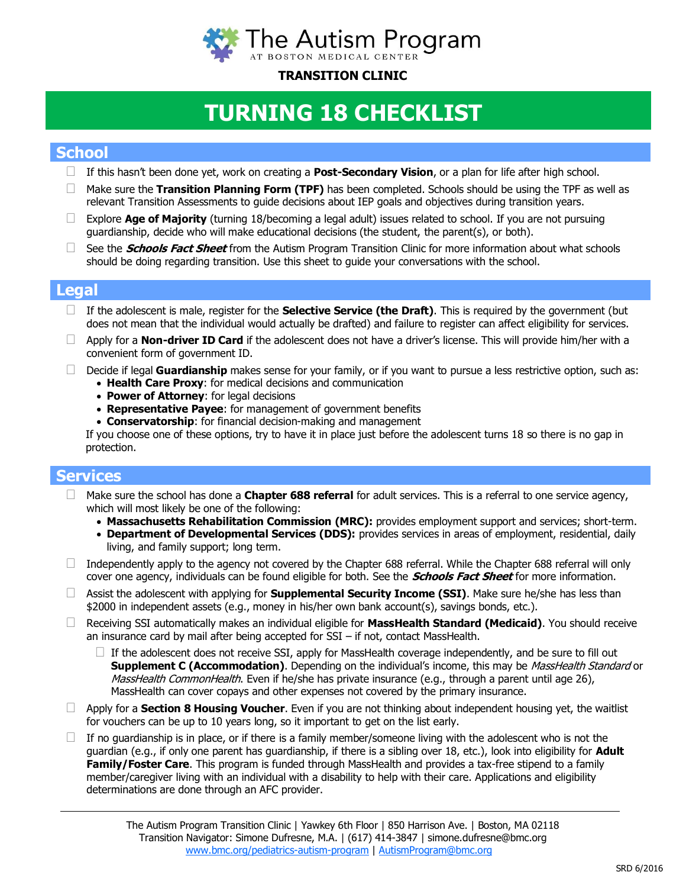The Autism Program
AT BOSTON MEDICAL CENTER

**TRANSITION CLINIC**

# TURNING 18 CHECKLIST

## School

- ☐ If this hasn't been done yet, work on creating a **Post-Secondary Vision**, or a plan for life after high school.
- ☐ Make sure the **Transition Planning Form (TPF)** has been completed. Schools should be using the TPF as well as relevant Transition Assessments to guide decisions about IEP goals and objectives during transition years.
- ☐ Explore **Age of Majority** (turning 18/becoming a legal adult) issues related to school. If you are not pursuing guardianship, decide who will make educational decisions (the student, the parent(s), or both).
- ☐ See the ***Schools Fact Sheet*** from the Autism Program Transition Clinic for more information about what schools should be doing regarding transition. Use this sheet to guide your conversations with the school.

## Legal

- ☐ If the adolescent is male, register for the **Selective Service (the Draft)**. This is required by the government (but does not mean that the individual would actually be drafted) and failure to register can affect eligibility for services.
- ☐ Apply for a **Non-driver ID Card** if the adolescent does not have a driver's license. This will provide him/her with a convenient form of government ID.
- ☐ Decide if legal **Guardianship** makes sense for your family, or if you want to pursue a less restrictive option, such as:
  - **Health Care Proxy**: for medical decisions and communication
  - **Power of Attorney**: for legal decisions
  - **Representative Payee**: for management of government benefits
  - **Conservatorship**: for financial decision-making and management

  If you choose one of these options, try to have it in place just before the adolescent turns 18 so there is no gap in protection.

## Services

- ☐ Make sure the school has done a **Chapter 688 referral** for adult services. This is a referral to one service agency, which will most likely be one of the following:
  - **Massachusetts Rehabilitation Commission (MRC):** provides employment support and services; short-term.
  - **Department of Developmental Services (DDS):** provides services in areas of employment, residential, daily living, and family support; long term.
- ☐ Independently apply to the agency not covered by the Chapter 688 referral. While the Chapter 688 referral will only cover one agency, individuals can be found eligible for both. See the ***Schools Fact Sheet*** for more information.
- ☐ Assist the adolescent with applying for **Supplemental Security Income (SSI)**. Make sure he/she has less than $2000 in independent assets (e.g., money in his/her own bank account(s), savings bonds, etc.).
- ☐ Receiving SSI automatically makes an individual eligible for **MassHealth Standard (Medicaid)**. You should receive an insurance card by mail after being accepted for SSI – if not, contact MassHealth.
  - ☐ If the adolescent does not receive SSI, apply for MassHealth coverage independently, and be sure to fill out **Supplement C (Accommodation)**. Depending on the individual's income, this may be *MassHealth Standard* or *MassHealth CommonHealth*. Even if he/she has private insurance (e.g., through a parent until age 26), MassHealth can cover copays and other expenses not covered by the primary insurance.
- ☐ Apply for a **Section 8 Housing Voucher**. Even if you are not thinking about independent housing yet, the waitlist for vouchers can be up to 10 years long, so it important to get on the list early.
- ☐ If no guardianship is in place, or if there is a family member/someone living with the adolescent who is not the guardian (e.g., if only one parent has guardianship, if there is a sibling over 18, etc.), look into eligibility for **Adult Family/Foster Care**. This program is funded through MassHealth and provides a tax-free stipend to a family member/caregiver living with an individual with a disability to help with their care. Applications and eligibility determinations are done through an AFC provider.

---

The Autism Program Transition Clinic | Yawkey 6th Floor | 850 Harrison Ave. | Boston, MA 02118
Transition Navigator: Simone Dufresne, M.A. | (617) 414-3847 | simone.dufresne@bmc.org
www.bmc.org/pediatrics-autism-program | AutismProgram@bmc.org

SRD 6/2016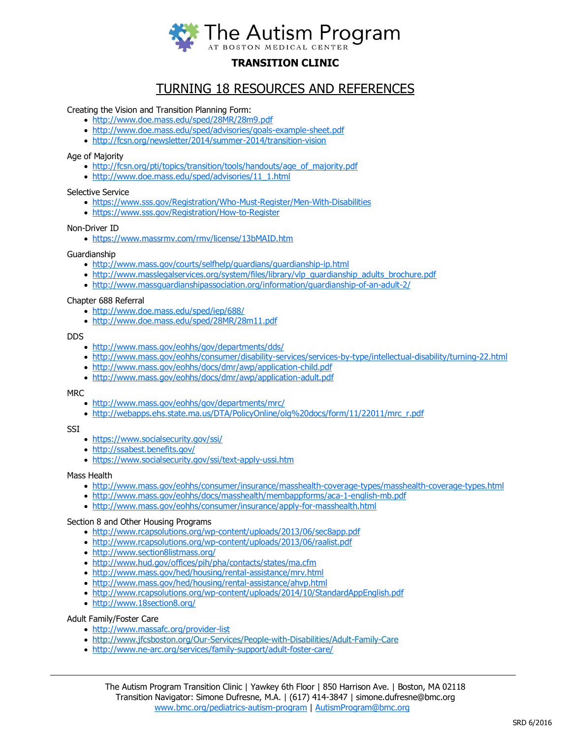# The Autism Program

AT BOSTON MEDICAL CENTER

## TRANSITION CLINIC

## TURNING 18 RESOURCES AND REFERENCES

Creating the Vision and Transition Planning Form:

- http://www.doe.mass.edu/sped/28MR/28m9.pdf
- http://www.doe.mass.edu/sped/advisories/goals-example-sheet.pdf
- http://fcsn.org/newsletter/2014/summer-2014/transition-vision

Age of Majority

- http://fcsn.org/pti/topics/transition/tools/handouts/age_of_majority.pdf
- http://www.doe.mass.edu/sped/advisories/11_1.html

Selective Service

- https://www.sss.gov/Registration/Who-Must-Register/Men-With-Disabilities
- https://www.sss.gov/Registration/How-to-Register

Non-Driver ID

- https://www.massrmv.com/rmv/license/13bMAID.htm

Guardianship

- http://www.mass.gov/courts/selfhelp/guardians/guardianship-ip.html
- http://www.masslegalservices.org/system/files/library/vlp_guardianship_adults_brochure.pdf
- http://www.massguardianshipassociation.org/information/guardianship-of-an-adult-2/

Chapter 688 Referral

- http://www.doe.mass.edu/sped/iep/688/
- http://www.doe.mass.edu/sped/28MR/28m11.pdf

DDS

- http://www.mass.gov/eohhs/gov/departments/dds/
- http://www.mass.gov/eohhs/consumer/disability-services/services-by-type/intellectual-disability/turning-22.html
- http://www.mass.gov/eohhs/docs/dmr/awp/application-child.pdf
- http://www.mass.gov/eohhs/docs/dmr/awp/application-adult.pdf

MRC

- http://www.mass.gov/eohhs/gov/departments/mrc/
- http://webapps.ehs.state.ma.us/DTA/PolicyOnline/olg%20docs/form/11/22011/mrc_r.pdf

SSI

- https://www.socialsecurity.gov/ssi/
- http://ssabest.benefits.gov/
- https://www.socialsecurity.gov/ssi/text-apply-ussi.htm

Mass Health

- http://www.mass.gov/eohhs/consumer/insurance/masshealth-coverage-types/masshealth-coverage-types.html
- http://www.mass.gov/eohhs/docs/masshealth/membappforms/aca-1-english-mb.pdf
- http://www.mass.gov/eohhs/consumer/insurance/apply-for-masshealth.html

Section 8 and Other Housing Programs

- http://www.rcapsolutions.org/wp-content/uploads/2013/06/sec8app.pdf
- http://www.rcapsolutions.org/wp-content/uploads/2013/06/raalist.pdf
- http://www.section8listmass.org/
- http://www.hud.gov/offices/pih/pha/contacts/states/ma.cfm
- http://www.mass.gov/hed/housing/rental-assistance/mrv.html
- http://www.mass.gov/hed/housing/rental-assistance/ahvp.html
- http://www.rcapsolutions.org/wp-content/uploads/2014/10/StandardAppEnglish.pdf
- http://www.18section8.org/

Adult Family/Foster Care

- http://www.massafc.org/provider-list
- http://www.jfcsboston.org/Our-Services/People-with-Disabilities/Adult-Family-Care
- http://www.ne-arc.org/services/family-support/adult-foster-care/

---

The Autism Program Transition Clinic | Yawkey 6th Floor | 850 Harrison Ave. | Boston, MA 02118
Transition Navigator: Simone Dufresne, M.A. | (617) 414-3847 | simone.dufresne@bmc.org
www.bmc.org/pediatrics-autism-program | AutismProgram@bmc.org

SRD 6/2016